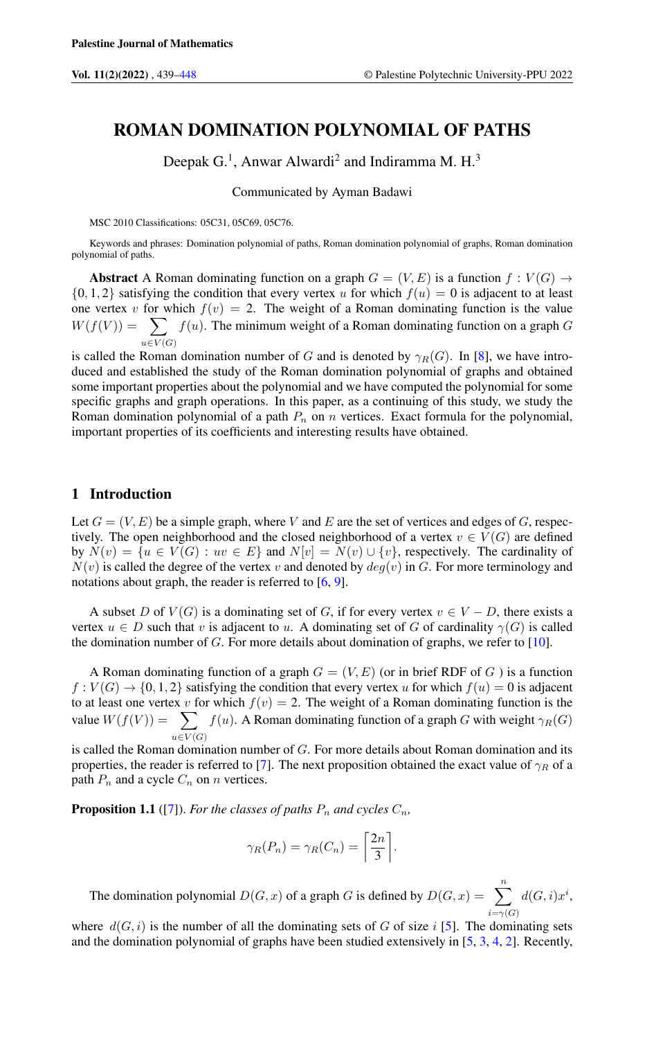# ROMAN DOMINATION POLYNOMIAL OF PATHS

Deepak G.[1], Anwar Alwardi[2] and Indiramma M. H.[3]

Communicated by Ayman Badawi

MSC 2010 Classifications: 05C31, 05C69, 05C76.

Keywords and phrases: Domination polynomial of paths, Roman domination polynomial of graphs, Roman domination polynomial of paths.

**Abstract** A Roman dominating function on a graph $G = (V, E)$ is a function $f : V(G) \to \{0, 1, 2\}$ satisfying the condition that every vertex $u$ for which $f(u) = 0$ is adjacent to at least one vertex $v$ for which $f(v) = 2$. The weight of a Roman dominating function is the value $W(f(V)) = \sum_{u \in V(G)} f(u)$. The minimum weight of a Roman dominating function on a graph $G$ is called the Roman domination number of $G$ and is denoted by $\gamma_R(G)$. In [8], we have introduced and established the study of the Roman domination polynomial of graphs and obtained some important properties about the polynomial and we have computed the polynomial for some specific graphs and graph operations. In this paper, as a continuing of this study, we study the Roman domination polynomial of a path $P_n$ on $n$ vertices. Exact formula for the polynomial, important properties of its coefficients and interesting results have obtained.

## 1 Introduction

Let $G = (V, E)$ be a simple graph, where $V$ and $E$ are the set of vertices and edges of $G$, respectively. The open neighborhood and the closed neighborhood of a vertex $v \in V(G)$ are defined by $N(v) = \{u \in V(G) : uv \in E\}$ and $N[v] = N(v) \cup \{v\}$, respectively. The cardinality of $N(v)$ is called the degree of the vertex $v$ and denoted by $deg(v)$ in $G$. For more terminology and notations about graph, the reader is referred to [6, 9].

A subset $D$ of $V(G)$ is a dominating set of $G$, if for every vertex $v \in V - D$, there exists a vertex $u \in D$ such that $v$ is adjacent to $u$. A dominating set of $G$ of cardinality $\gamma(G)$ is called the domination number of $G$. For more details about domination of graphs, we refer to [10].

A Roman dominating function of a graph $G = (V, E)$ (or in brief RDF of $G$ ) is a function $f : V(G) \to \{0, 1, 2\}$ satisfying the condition that every vertex $u$ for which $f(u) = 0$ is adjacent to at least one vertex $v$ for which $f(v) = 2$. The weight of a Roman dominating function is the value $W(f(V)) = \sum_{u \in V(G)} f(u)$. A Roman dominating function of a graph $G$ with weight $\gamma_R(G)$ is called the Roman domination number of $G$. For more details about Roman domination and its properties, the reader is referred to [7]. The next proposition obtained the exact value of $\gamma_R$ of a path $P_n$ and a cycle $C_n$ on $n$ vertices.

**Proposition 1.1** ([7]). *For the classes of paths $P_n$ and cycles $C_n$,*

$$\gamma_R(P_n) = \gamma_R(C_n) = \left\lceil \frac{2n}{3} \right\rceil.$$

The domination polynomial $D(G, x)$ of a graph $G$ is defined by $D(G, x) = \sum_{i=\gamma(G)}^{n} d(G, i)x^i$, where $d(G, i)$ is the number of all the dominating sets of $G$ of size $i$ [5]. The dominating sets and the domination polynomial of graphs have been studied extensively in [5, 3, 4, 2]. Recently,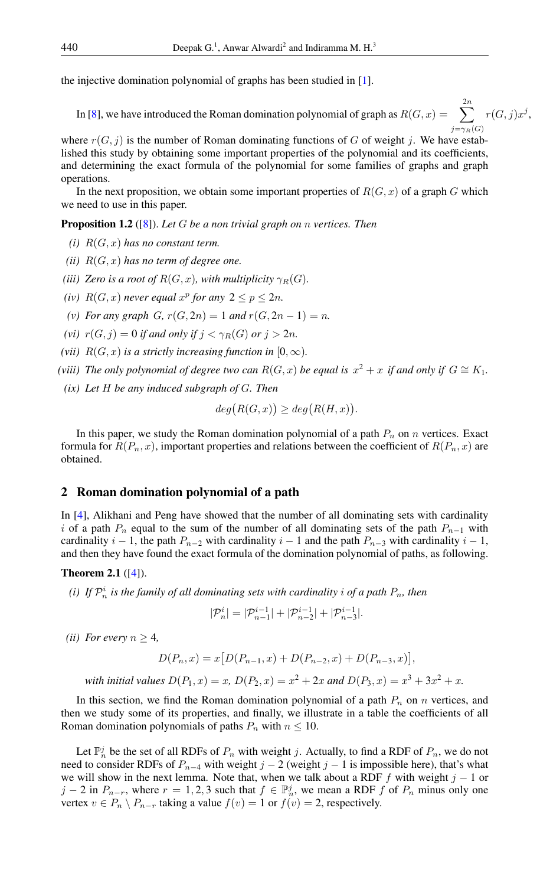the injective domination polynomial of graphs has been studied in [1].

In [8], we have introduced the Roman domination polynomial of graph as $R(G,x) = \sum_{j=\gamma_R(G)}^{2n} r(G,j)x^j$, where $r(G,j)$ is the number of Roman dominating functions of $G$ of weight $j$. We have established this study by obtaining some important properties of the polynomial and its coefficients, and determining the exact formula of the polynomial for some families of graphs and graph operations.

In the next proposition, we obtain some important properties of $R(G,x)$ of a graph $G$ which we need to use in this paper.

**Proposition 1.2** ([8]). *Let $G$ be a non trivial graph on $n$ vertices. Then*

*(i)* *$R(G,x)$ has no constant term.*

*(ii)* *$R(G,x)$ has no term of degree one.*

*(iii)* *Zero is a root of $R(G,x)$, with multiplicity $\gamma_R(G)$.*

*(iv)* *$R(G,x)$ never equal $x^p$ for any $2 \leq p \leq 2n$.*

*(v)* *For any graph $G$, $r(G,2n) = 1$ and $r(G,2n-1) = n$.*

*(vi)* *$r(G,j) = 0$ if and only if $j < \gamma_R(G)$ or $j > 2n$.*

*(vii)* *$R(G,x)$ is a strictly increasing function in $[0,\infty)$.*

*(viii)* *The only polynomial of degree two can $R(G,x)$ be equal is $x^2 + x$ if and only if $G \cong K_1$.*

*(ix)* *Let $H$ be any induced subgraph of $G$. Then*

$$deg\big(R(G,x)\big) \geq deg\big(R(H,x)\big).$$

In this paper, we study the Roman domination polynomial of a path $P_n$ on $n$ vertices. Exact formula for $R(P_n,x)$, important properties and relations between the coefficient of $R(P_n,x)$ are obtained.

## 2 Roman domination polynomial of a path

In [4], Alikhani and Peng have showed that the number of all dominating sets with cardinality $i$ of a path $P_n$ equal to the sum of the number of all dominating sets of the path $P_{n-1}$ with cardinality $i-1$, the path $P_{n-2}$ with cardinality $i-1$ and the path $P_{n-3}$ with cardinality $i-1$, and then they have found the exact formula of the domination polynomial of paths, as following.

**Theorem 2.1** ([4]).

*(i)* *If $\mathcal{P}_n^i$ is the family of all dominating sets with cardinality $i$ of a path $P_n$, then*

$$|\mathcal{P}_n^i| = |\mathcal{P}_{n-1}^{i-1}| + |\mathcal{P}_{n-2}^{i-1}| + |\mathcal{P}_{n-3}^{i-1}|.$$

*(ii)* *For every $n \geq 4$,*

$$D(P_n,x) = x\big[D(P_{n-1},x) + D(P_{n-2},x) + D(P_{n-3},x)\big],$$

*with initial values $D(P_1,x) = x$, $D(P_2,x) = x^2 + 2x$ and $D(P_3,x) = x^3 + 3x^2 + x$.*

In this section, we find the Roman domination polynomial of a path $P_n$ on $n$ vertices, and then we study some of its properties, and finally, we illustrate in a table the coefficients of all Roman domination polynomials of paths $P_n$ with $n \leq 10$.

Let $\mathbb{P}_n^j$ be the set of all RDFs of $P_n$ with weight $j$. Actually, to find a RDF of $P_n$, we do not need to consider RDFs of $P_{n-4}$ with weight $j-2$ (weight $j-1$ is impossible here), that's what we will show in the next lemma. Note that, when we talk about a RDF $f$ with weight $j-1$ or $j-2$ in $P_{n-r}$, where $r = 1,2,3$ such that $f \in \mathbb{P}_n^j$, we mean a RDF $f$ of $P_n$ minus only one vertex $v \in P_n \setminus P_{n-r}$ taking a value $f(v) = 1$ or $f(v) = 2$, respectively.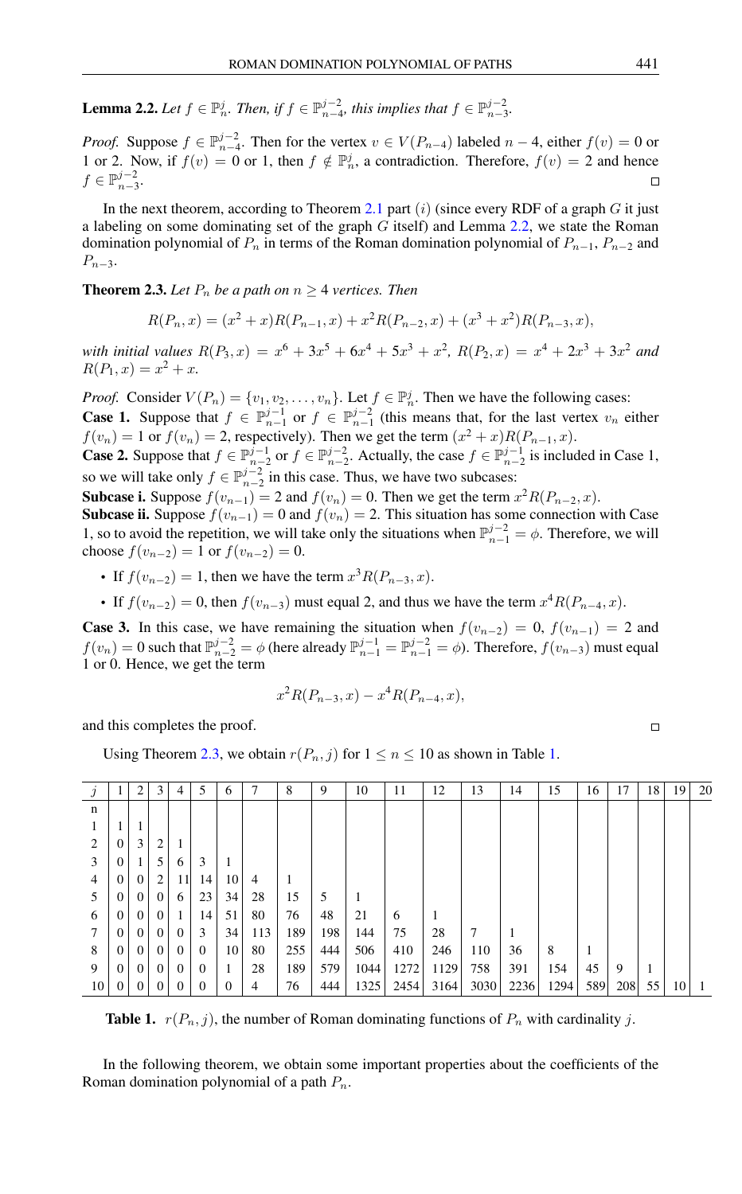**Lemma 2.2.** *Let $f \in \mathbb{P}_n^j$. Then, if $f \in \mathbb{P}_{n-4}^{j-2}$, this implies that $f \in \mathbb{P}_{n-3}^{j-2}$.*

*Proof.* Suppose $f \in \mathbb{P}_{n-4}^{j-2}$. Then for the vertex $v \in V(P_{n-4})$ labeled $n-4$, either $f(v) = 0$ or 1 or 2. Now, if $f(v) = 0$ or 1, then $f \notin \mathbb{P}_n^j$, a contradiction. Therefore, $f(v) = 2$ and hence $f \in \mathbb{P}_{n-3}^{j-2}$. □

In the next theorem, according to Theorem 2.1 part $(i)$ (since every RDF of a graph $G$ it just a labeling on some dominating set of the graph $G$ itself) and Lemma 2.2, we state the Roman domination polynomial of $P_n$ in terms of the Roman domination polynomial of $P_{n-1}$, $P_{n-2}$ and $P_{n-3}$.

**Theorem 2.3.** *Let $P_n$ be a path on $n \geq 4$ vertices. Then*

$$R(P_n, x) = (x^2 + x)R(P_{n-1}, x) + x^2 R(P_{n-2}, x) + (x^3 + x^2)R(P_{n-3}, x),$$

*with initial values $R(P_3, x) = x^6 + 3x^5 + 6x^4 + 5x^3 + x^2$, $R(P_2, x) = x^4 + 2x^3 + 3x^2$ and $R(P_1, x) = x^2 + x$.*

*Proof.* Consider $V(P_n) = \{v_1, v_2, \ldots, v_n\}$. Let $f \in \mathbb{P}_n^j$. Then we have the following cases:
**Case 1.** Suppose that $f \in \mathbb{P}_{n-1}^{j-1}$ or $f \in \mathbb{P}_{n-1}^{j-2}$ (this means that, for the last vertex $v_n$ either $f(v_n) = 1$ or $f(v_n) = 2$, respectively). Then we get the term $(x^2 + x)R(P_{n-1}, x)$.
**Case 2.** Suppose that $f \in \mathbb{P}_{n-2}^{j-1}$ or $f \in \mathbb{P}_{n-2}^{j-2}$. Actually, the case $f \in \mathbb{P}_{n-2}^{j-1}$ is included in Case 1, so we will take only $f \in \mathbb{P}_{n-2}^{j-2}$ in this case. Thus, we have two subcases:
**Subcase i.** Suppose $f(v_{n-1}) = 2$ and $f(v_n) = 0$. Then we get the term $x^2 R(P_{n-2}, x)$.
**Subcase ii.** Suppose $f(v_{n-1}) = 0$ and $f(v_n) = 2$. This situation has some connection with Case 1, so to avoid the repetition, we will take only the situations when $\mathbb{P}_{n-1}^{j-2} = \phi$. Therefore, we will choose $f(v_{n-2}) = 1$ or $f(v_{n-2}) = 0$.

- If $f(v_{n-2}) = 1$, then we have the term $x^3 R(P_{n-3}, x)$.
- If $f(v_{n-2}) = 0$, then $f(v_{n-3})$ must equal 2, and thus we have the term $x^4 R(P_{n-4}, x)$.

**Case 3.** In this case, we have remaining the situation when $f(v_{n-2}) = 0$, $f(v_{n-1}) = 2$ and $f(v_n) = 0$ such that $\mathbb{P}_{n-2}^{j-2} = \phi$ (here already $\mathbb{P}_{n-1}^{j-1} = \mathbb{P}_{n-1}^{j-2} = \phi$). Therefore, $f(v_{n-3})$ must equal 1 or 0. Hence, we get the term

$$x^2 R(P_{n-3}, x) - x^4 R(P_{n-4}, x),$$

and this completes the proof. □

Using Theorem 2.3, we obtain $r(P_n, j)$ for $1 \leq n \leq 10$ as shown in Table 1.

| $j$ / n | 1 | 2 | 3 | 4 | 5 | 6 | 7 | 8 | 9 | 10 | 11 | 12 | 13 | 14 | 15 | 16 | 17 | 18 | 19 | 20 |
|---|---|---|---|---|---|---|---|---|---|---|---|---|---|---|---|---|---|---|---|---|
| 1 | 1 | 1 | | | | | | | | | | | | | | | | | | |
| 2 | 0 | 3 | 2 | 1 | | | | | | | | | | | | | | | | |
| 3 | 0 | 1 | 5 | 6 | 3 | 1 | | | | | | | | | | | | | | |
| 4 | 0 | 0 | 2 | 11 | 14 | 10 | 4 | 1 | | | | | | | | | | | | |
| 5 | 0 | 0 | 0 | 6 | 23 | 34 | 28 | 15 | 5 | 1 | | | | | | | | | | |
| 6 | 0 | 0 | 0 | 1 | 14 | 51 | 80 | 76 | 48 | 21 | 6 | 1 | | | | | | | | |
| 7 | 0 | 0 | 0 | 0 | 3 | 34 | 113 | 189 | 198 | 144 | 75 | 28 | 7 | 1 | | | | | | |
| 8 | 0 | 0 | 0 | 0 | 0 | 10 | 80 | 255 | 444 | 506 | 410 | 246 | 110 | 36 | 8 | 1 | | | | |
| 9 | 0 | 0 | 0 | 0 | 0 | 1 | 28 | 189 | 579 | 1044 | 1272 | 1129 | 758 | 391 | 154 | 45 | 9 | 1 | | |
| 10 | 0 | 0 | 0 | 0 | 0 | 0 | 4 | 76 | 444 | 1325 | 2454 | 3164 | 3030 | 2236 | 1294 | 589 | 208 | 55 | 10 | 1 |

**Table 1.** $r(P_n, j)$, the number of Roman dominating functions of $P_n$ with cardinality $j$.

In the following theorem, we obtain some important properties about the coefficients of the Roman domination polynomial of a path $P_n$.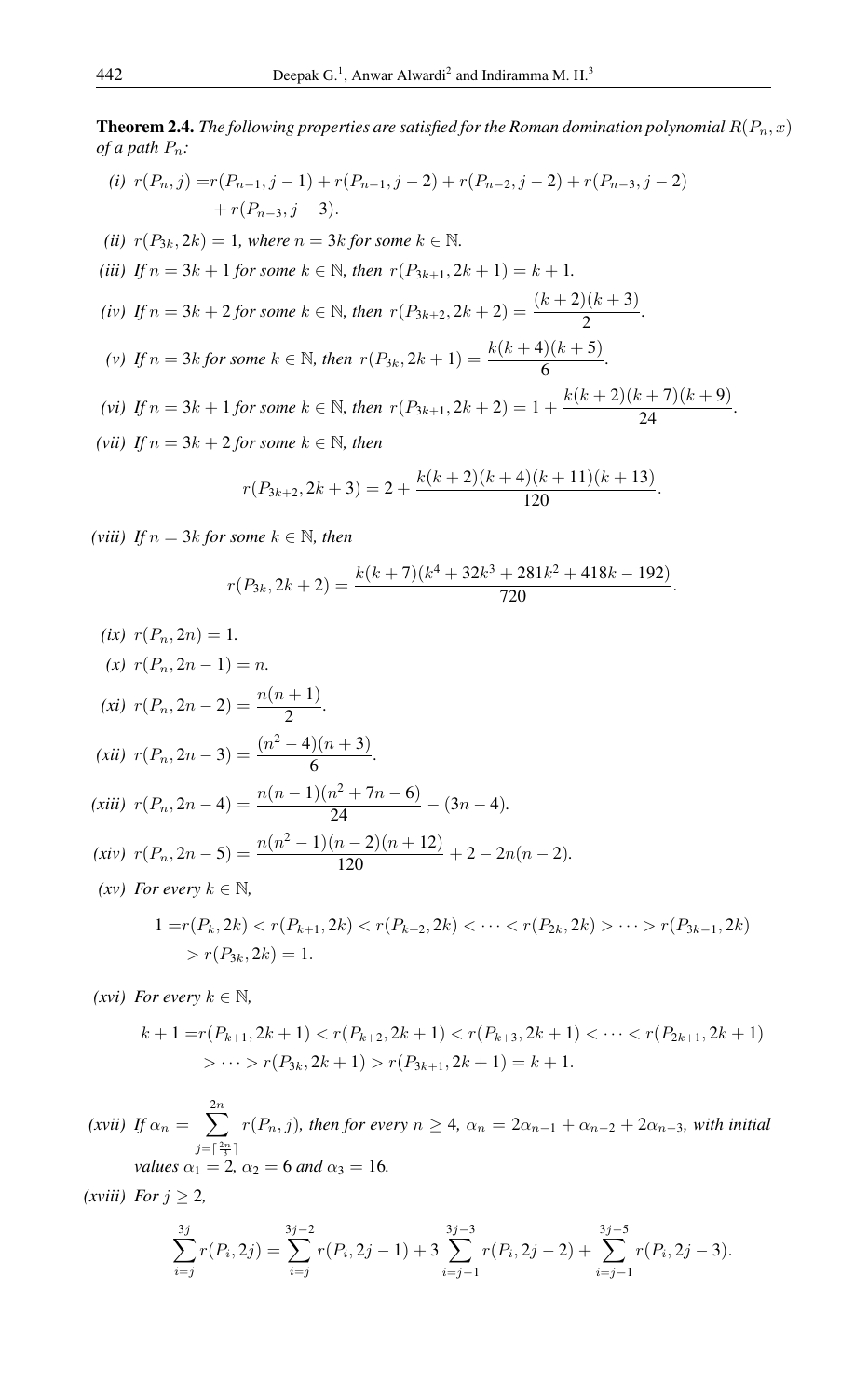**Theorem 2.4.** *The following properties are satisfied for the Roman domination polynomial $R(P_n, x)$ of a path $P_n$:*

*(i)* $r(P_n, j) = r(P_{n-1}, j-1) + r(P_{n-1}, j-2) + r(P_{n-2}, j-2) + r(P_{n-3}, j-2) + r(P_{n-3}, j-3)$.

*(ii)* $r(P_{3k}, 2k) = 1$*, where* $n = 3k$ *for some* $k \in \mathbb{N}$.

*(iii) If* $n = 3k+1$ *for some* $k \in \mathbb{N}$*, then* $r(P_{3k+1}, 2k+1) = k+1$.

*(iv) If* $n = 3k+2$ *for some* $k \in \mathbb{N}$*, then* $r(P_{3k+2}, 2k+2) = \dfrac{(k+2)(k+3)}{2}$.

*(v) If* $n = 3k$ *for some* $k \in \mathbb{N}$*, then* $r(P_{3k}, 2k+1) = \dfrac{k(k+4)(k+5)}{6}$.

*(vi) If* $n = 3k+1$ *for some* $k \in \mathbb{N}$*, then* $r(P_{3k+1}, 2k+2) = 1 + \dfrac{k(k+2)(k+7)(k+9)}{24}$.

*(vii) If* $n = 3k+2$ *for some* $k \in \mathbb{N}$*, then*

$$r(P_{3k+2}, 2k+3) = 2 + \frac{k(k+2)(k+4)(k+11)(k+13)}{120}.$$

*(viii) If* $n = 3k$ *for some* $k \in \mathbb{N}$*, then*

$$r(P_{3k}, 2k+2) = \frac{k(k+7)(k^4 + 32k^3 + 281k^2 + 418k - 192)}{720}.$$

*(ix)* $r(P_n, 2n) = 1$.

*(x)* $r(P_n, 2n-1) = n$.

*(xi)* $r(P_n, 2n-2) = \dfrac{n(n+1)}{2}$.

*(xii)* $r(P_n, 2n-3) = \dfrac{(n^2-4)(n+3)}{6}$.

*(xiii)* $r(P_n, 2n-4) = \dfrac{n(n-1)(n^2+7n-6)}{24} - (3n-4)$.

*(xiv)* $r(P_n, 2n-5) = \dfrac{n(n^2-1)(n-2)(n+12)}{120} + 2 - 2n(n-2)$.

*(xv) For every* $k \in \mathbb{N}$,

$$1 = r(P_k, 2k) < r(P_{k+1}, 2k) < r(P_{k+2}, 2k) < \cdots < r(P_{2k}, 2k) > \cdots > r(P_{3k-1}, 2k) > r(P_{3k}, 2k) = 1.$$

*(xvi) For every* $k \in \mathbb{N}$,

$$k+1 = r(P_{k+1}, 2k+1) < r(P_{k+2}, 2k+1) < r(P_{k+3}, 2k+1) < \cdots < r(P_{2k+1}, 2k+1) > \cdots > r(P_{3k}, 2k+1) > r(P_{3k+1}, 2k+1) = k+1.$$

*(xvii) If* $\alpha_n = \displaystyle\sum_{j=\lceil \frac{2n}{3} \rceil}^{2n} r(P_n, j)$*, then for every* $n \geq 4$*,* $\alpha_n = 2\alpha_{n-1} + \alpha_{n-2} + 2\alpha_{n-3}$*, with initial values* $\alpha_1 = 2$*,* $\alpha_2 = 6$ *and* $\alpha_3 = 16$.

*(xviii) For* $j \geq 2$,

$$\sum_{i=j}^{3j} r(P_i, 2j) = \sum_{i=j}^{3j-2} r(P_i, 2j-1) + 3\sum_{i=j-1}^{3j-3} r(P_i, 2j-2) + \sum_{i=j-1}^{3j-5} r(P_i, 2j-3).$$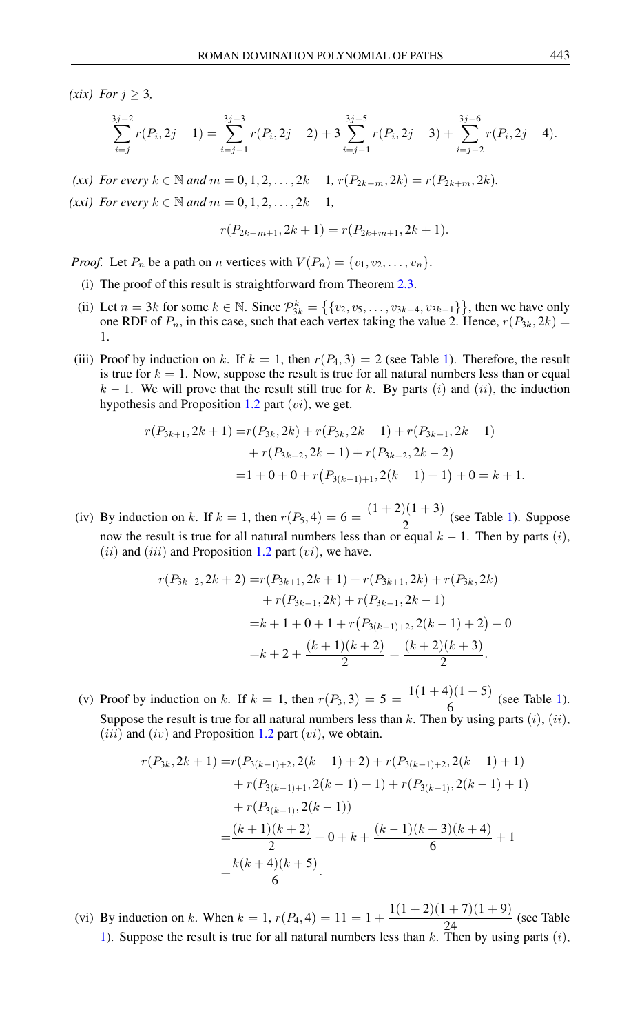*(xix) For $j \geq 3$,*

$$\sum_{i=j}^{3j-2} r(P_i, 2j-1) = \sum_{i=j-1}^{3j-3} r(P_i, 2j-2) + 3\sum_{i=j-1}^{3j-5} r(P_i, 2j-3) + \sum_{i=j-2}^{3j-6} r(P_i, 2j-4).$$

*(xx) For every $k \in \mathbb{N}$ and $m = 0, 1, 2, \ldots, 2k-1$, $r(P_{2k-m}, 2k) = r(P_{2k+m}, 2k)$.*

*(xxi) For every $k \in \mathbb{N}$ and $m = 0, 1, 2, \ldots, 2k-1$,*

$$r(P_{2k-m+1}, 2k+1) = r(P_{2k+m+1}, 2k+1).$$

*Proof.* Let $P_n$ be a path on $n$ vertices with $V(P_n) = \{v_1, v_2, \ldots, v_n\}$.

(i) The proof of this result is straightforward from Theorem 2.3.

(ii) Let $n = 3k$ for some $k \in \mathbb{N}$. Since $\mathcal{P}_{3k}^k = \{\{v_2, v_5, \ldots, v_{3k-4}, v_{3k-1}\}\}$, then we have only one RDF of $P_n$, in this case, such that each vertex taking the value 2. Hence, $r(P_{3k}, 2k) = 1$.

(iii) Proof by induction on $k$. If $k = 1$, then $r(P_4, 3) = 2$ (see Table 1). Therefore, the result is true for $k = 1$. Now, suppose the result is true for all natural numbers less than or equal $k-1$. We will prove that the result still true for $k$. By parts $(i)$ and $(ii)$, the induction hypothesis and Proposition 1.2 part $(vi)$, we get.

$$\begin{aligned} r(P_{3k+1}, 2k+1) =& r(P_{3k}, 2k) + r(P_{3k}, 2k-1) + r(P_{3k-1}, 2k-1) \\ &+ r(P_{3k-2}, 2k-1) + r(P_{3k-2}, 2k-2) \\ =& 1 + 0 + 0 + r\big(P_{3(k-1)+1}, 2(k-1)+1\big) + 0 = k+1. \end{aligned}$$

(iv) By induction on $k$. If $k = 1$, then $r(P_5, 4) = 6 = \dfrac{(1+2)(1+3)}{2}$ (see Table 1). Suppose now the result is true for all natural numbers less than or equal $k-1$. Then by parts $(i)$, $(ii)$ and $(iii)$ and Proposition 1.2 part $(vi)$, we have.

$$\begin{aligned} r(P_{3k+2}, 2k+2) =& r(P_{3k+1}, 2k+1) + r(P_{3k+1}, 2k) + r(P_{3k}, 2k) \\ &+ r(P_{3k-1}, 2k) + r(P_{3k-1}, 2k-1) \\ =& k+1+0+1+r\big(P_{3(k-1)+2}, 2(k-1)+2\big) + 0 \\ =& k+2+\frac{(k+1)(k+2)}{2} = \frac{(k+2)(k+3)}{2}. \end{aligned}$$

(v) Proof by induction on $k$. If $k = 1$, then $r(P_3, 3) = 5 = \dfrac{1(1+4)(1+5)}{6}$ (see Table 1). Suppose the result is true for all natural numbers less than $k$. Then by using parts $(i)$, $(ii)$, $(iii)$ and $(iv)$ and Proposition 1.2 part $(vi)$, we obtain.

$$\begin{aligned} r(P_{3k}, 2k+1) =& r(P_{3(k-1)+2}, 2(k-1)+2) + r(P_{3(k-1)+2}, 2(k-1)+1) \\ &+ r(P_{3(k-1)+1}, 2(k-1)+1) + r(P_{3(k-1)}, 2(k-1)+1) \\ &+ r(P_{3(k-1)}, 2(k-1)) \\ =& \frac{(k+1)(k+2)}{2} + 0 + k + \frac{(k-1)(k+3)(k+4)}{6} + 1 \\ =& \frac{k(k+4)(k+5)}{6}. \end{aligned}$$

(vi) By induction on $k$. When $k = 1$, $r(P_4, 4) = 11 = 1 + \dfrac{1(1+2)(1+7)(1+9)}{24}$ (see Table 1). Suppose the result is true for all natural numbers less than $k$. Then by using parts $(i)$,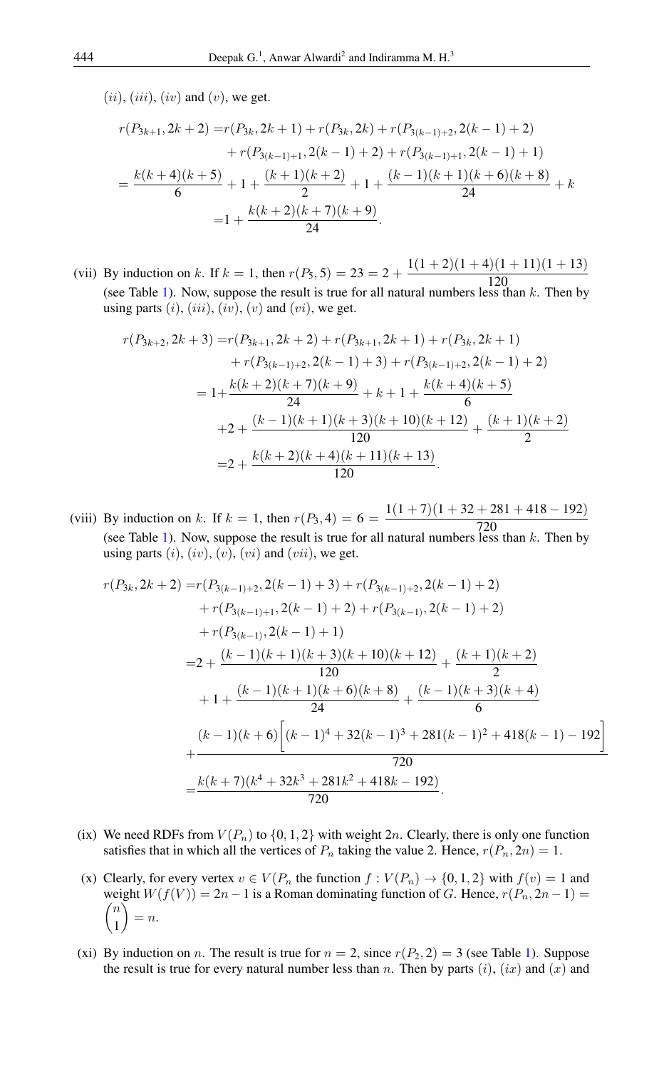$(ii)$, $(iii)$, $(iv)$ and $(v)$, we get.

$$
\begin{aligned}
r(P_{3k+1}, 2k+2) =& r(P_{3k}, 2k+1) + r(P_{3k}, 2k) + r(P_{3(k-1)+2}, 2(k-1)+2) \\
&+ r(P_{3(k-1)+1}, 2(k-1)+2) + r(P_{3(k-1)+1}, 2(k-1)+1) \\
=& \frac{k(k+4)(k+5)}{6} + 1 + \frac{(k+1)(k+2)}{2} + 1 + \frac{(k-1)(k+1)(k+6)(k+8)}{24} + k \\
=& 1 + \frac{k(k+2)(k+7)(k+9)}{24}.
\end{aligned}
$$

(vii) By induction on $k$. If $k=1$, then $r(P_5, 5) = 23 = 2 + \frac{1(1+2)(1+4)(1+11)(1+13)}{120}$ (see Table 1). Now, suppose the result is true for all natural numbers less than $k$. Then by using parts $(i)$, $(iii)$, $(iv)$, $(v)$ and $(vi)$, we get.

$$
\begin{aligned}
r(P_{3k+2}, 2k+3) =& r(P_{3k+1}, 2k+2) + r(P_{3k+1}, 2k+1) + r(P_{3k}, 2k+1) \\
&+ r(P_{3(k-1)+2}, 2(k-1)+3) + r(P_{3(k-1)+2}, 2(k-1)+2) \\
=& 1 + \frac{k(k+2)(k+7)(k+9)}{24} + k + 1 + \frac{k(k+4)(k+5)}{6} \\
&+ 2 + \frac{(k-1)(k+1)(k+3)(k+10)(k+12)}{120} + \frac{(k+1)(k+2)}{2} \\
=& 2 + \frac{k(k+2)(k+4)(k+11)(k+13)}{120}.
\end{aligned}
$$

(viii) By induction on $k$. If $k=1$, then $r(P_3, 4) = 6 = \frac{1(1+7)(1+32+281+418-192)}{720}$ (see Table 1). Now, suppose the result is true for all natural numbers less than $k$. Then by using parts $(i)$, $(iv)$, $(v)$, $(vi)$ and $(vii)$, we get.

$$
\begin{aligned}
r(P_{3k}, 2k+2) =& r(P_{3(k-1)+2}, 2(k-1)+3) + r(P_{3(k-1)+2}, 2(k-1)+2) \\
&+ r(P_{3(k-1)+1}, 2(k-1)+2) + r(P_{3(k-1)}, 2(k-1)+2) \\
&+ r(P_{3(k-1)}, 2(k-1)+1) \\
=& 2 + \frac{(k-1)(k+1)(k+3)(k+10)(k+12)}{120} + \frac{(k+1)(k+2)}{2} \\
&+ 1 + \frac{(k-1)(k+1)(k+6)(k+8)}{24} + \frac{(k-1)(k+3)(k+4)}{6} \\
&+ \frac{(k-1)(k+6)\left[(k-1)^4 + 32(k-1)^3 + 281(k-1)^2 + 418(k-1) - 192\right]}{720} \\
=& \frac{k(k+7)(k^4 + 32k^3 + 281k^2 + 418k - 192)}{720}.
\end{aligned}
$$

(ix) We need RDFs from $V(P_n)$ to $\{0,1,2\}$ with weight $2n$. Clearly, there is only one function satisfies that in which all the vertices of $P_n$ taking the value 2. Hence, $r(P_n, 2n) = 1$.

(x) Clearly, for every vertex $v \in V(P_n$ the function $f : V(P_n) \to \{0,1,2\}$ with $f(v) = 1$ and weight $W(f(V)) = 2n-1$ is a Roman dominating function of $G$. Hence, $r(P_n, 2n-1) = \binom{n}{1} = n$.

(xi) By induction on $n$. The result is true for $n=2$, since $r(P_2, 2) = 3$ (see Table 1). Suppose the result is true for every natural number less than $n$. Then by parts $(i)$, $(ix)$ and $(x)$ and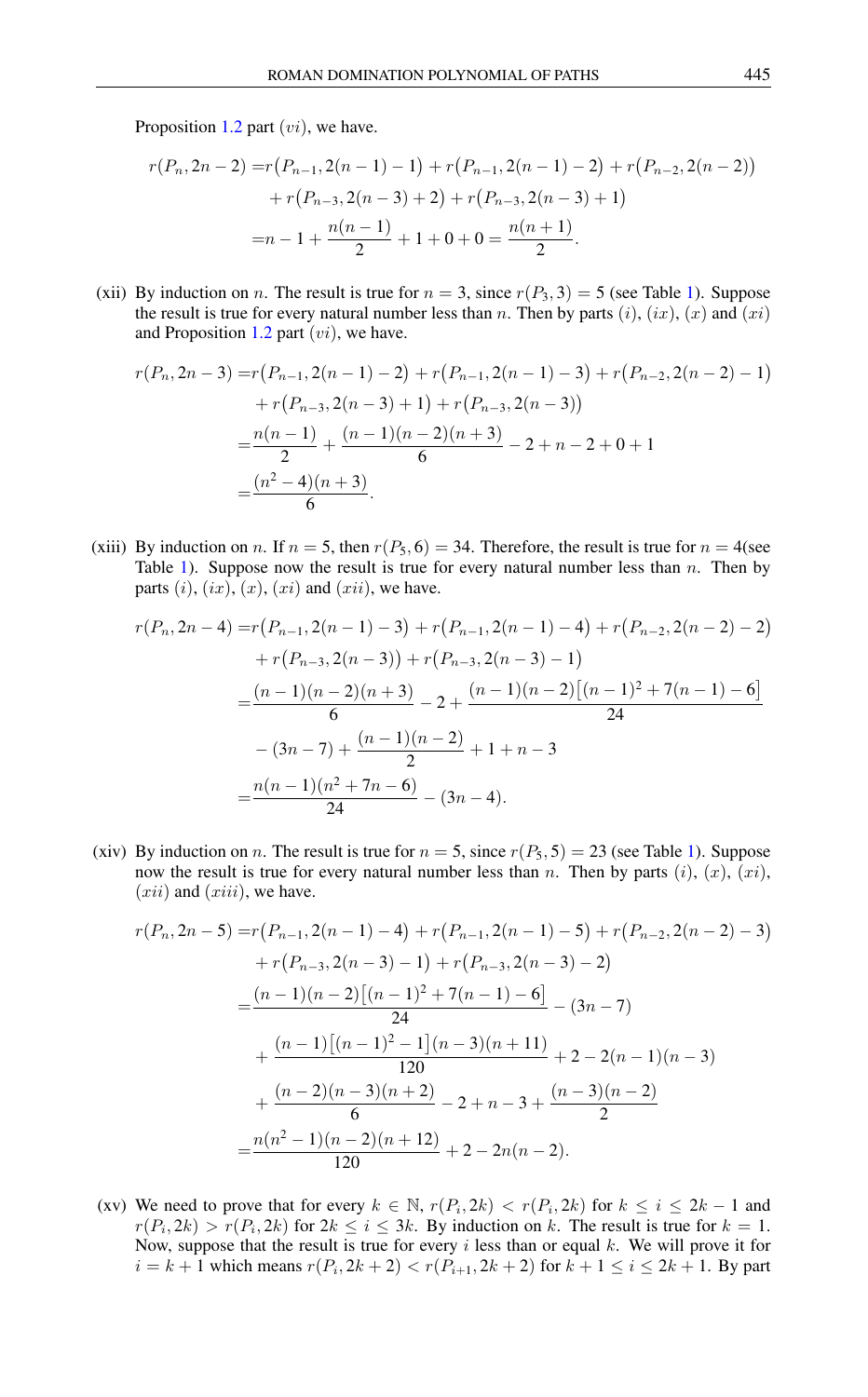Proposition 1.2 part $(vi)$, we have.

$$\begin{aligned} r(P_n, 2n-2) =& r(P_{n-1}, 2(n-1)-1) + r(P_{n-1}, 2(n-1)-2) + r(P_{n-2}, 2(n-2)) \\ &+ r(P_{n-3}, 2(n-3)+2) + r(P_{n-3}, 2(n-3)+1) \\ =& n-1+\frac{n(n-1)}{2}+1+0+0=\frac{n(n+1)}{2}. \end{aligned}$$

(xii) By induction on $n$. The result is true for $n=3$, since $r(P_3,3)=5$ (see Table 1). Suppose the result is true for every natural number less than $n$. Then by parts $(i)$, $(ix)$, $(x)$ and $(xi)$ and Proposition 1.2 part $(vi)$, we have.

$$\begin{aligned} r(P_n, 2n-3) =& r(P_{n-1}, 2(n-1)-2) + r(P_{n-1}, 2(n-1)-3) + r(P_{n-2}, 2(n-2)-1) \\ &+ r(P_{n-3}, 2(n-3)+1) + r(P_{n-3}, 2(n-3)) \\ =& \frac{n(n-1)}{2} + \frac{(n-1)(n-2)(n+3)}{6} - 2 + n - 2 + 0 + 1 \\ =& \frac{(n^2-4)(n+3)}{6}. \end{aligned}$$

(xiii) By induction on $n$. If $n=5$, then $r(P_5,6)=34$. Therefore, the result is true for $n=4$(see Table 1). Suppose now the result is true for every natural number less than $n$. Then by parts $(i)$, $(ix)$, $(x)$, $(xi)$ and $(xii)$, we have.

$$\begin{aligned} r(P_n, 2n-4) =& r(P_{n-1}, 2(n-1)-3) + r(P_{n-1}, 2(n-1)-4) + r(P_{n-2}, 2(n-2)-2) \\ &+ r(P_{n-3}, 2(n-3)) + r(P_{n-3}, 2(n-3)-1) \\ =& \frac{(n-1)(n-2)(n+3)}{6} - 2 + \frac{(n-1)(n-2)\left[(n-1)^2+7(n-1)-6\right]}{24} \\ &- (3n-7) + \frac{(n-1)(n-2)}{2} + 1 + n - 3 \\ =& \frac{n(n-1)(n^2+7n-6)}{24} - (3n-4). \end{aligned}$$

(xiv) By induction on $n$. The result is true for $n=5$, since $r(P_5,5)=23$ (see Table 1). Suppose now the result is true for every natural number less than $n$. Then by parts $(i)$, $(x)$, $(xi)$, $(xii)$ and $(xiii)$, we have.

$$\begin{aligned} r(P_n, 2n-5) =& r(P_{n-1}, 2(n-1)-4) + r(P_{n-1}, 2(n-1)-5) + r(P_{n-2}, 2(n-2)-3) \\ &+ r(P_{n-3}, 2(n-3)-1) + r(P_{n-3}, 2(n-3)-2) \\ =& \frac{(n-1)(n-2)\left[(n-1)^2+7(n-1)-6\right]}{24} - (3n-7) \\ &+ \frac{(n-1)\left[(n-1)^2-1\right](n-3)(n+11)}{120} + 2 - 2(n-1)(n-3) \\ &+ \frac{(n-2)(n-3)(n+2)}{6} - 2 + n - 3 + \frac{(n-3)(n-2)}{2} \\ =& \frac{n(n^2-1)(n-2)(n+12)}{120} + 2 - 2n(n-2). \end{aligned}$$

(xv) We need to prove that for every $k \in \mathbb{N}$, $r(P_i, 2k) < r(P_i, 2k)$ for $k \le i \le 2k-1$ and $r(P_i, 2k) > r(P_i, 2k)$ for $2k \le i \le 3k$. By induction on $k$. The result is true for $k=1$. Now, suppose that the result is true for every $i$ less than or equal $k$. We will prove it for $i=k+1$ which means $r(P_i, 2k+2) < r(P_{i+1}, 2k+2)$ for $k+1 \le i \le 2k+1$. By part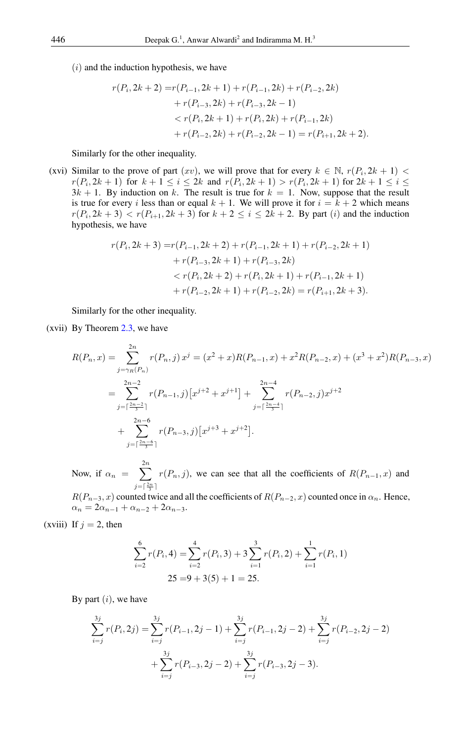$(i)$ and the induction hypothesis, we have

$$
\begin{aligned}
r(P_i, 2k+2) =& r(P_{i-1}, 2k+1) + r(P_{i-1}, 2k) + r(P_{i-2}, 2k) \\
&+ r(P_{i-3}, 2k) + r(P_{i-3}, 2k-1) \\
&< r(P_i, 2k+1) + r(P_i, 2k) + r(P_{i-1}, 2k) \\
&+ r(P_{i-2}, 2k) + r(P_{i-2}, 2k-1) = r(P_{i+1}, 2k+2).
\end{aligned}
$$

Similarly for the other inequality.

(xvi) Similar to the prove of part $(xv)$, we will prove that for every $k \in \mathbb{N}$, $r(P_i, 2k+1) < r(P_i, 2k+1)$ for $k+1 \leq i \leq 2k$ and $r(P_i, 2k+1) > r(P_i, 2k+1)$ for $2k+1 \leq i \leq 3k+1$. By induction on $k$. The result is true for $k=1$. Now, suppose that the result is true for every $i$ less than or equal $k+1$. We will prove it for $i = k+2$ which means $r(P_i, 2k+3) < r(P_{i+1}, 2k+3)$ for $k+2 \leq i \leq 2k+2$. By part $(i)$ and the induction hypothesis, we have

$$
\begin{aligned}
r(P_i, 2k+3) =& r(P_{i-1}, 2k+2) + r(P_{i-1}, 2k+1) + r(P_{i-2}, 2k+1) \\
&+ r(P_{i-3}, 2k+1) + r(P_{i-3}, 2k) \\
&< r(P_i, 2k+2) + r(P_i, 2k+1) + r(P_{i-1}, 2k+1) \\
&+ r(P_{i-2}, 2k+1) + r(P_{i-2}, 2k) = r(P_{i+1}, 2k+3).
\end{aligned}
$$

Similarly for the other inequality.

(xvii) By Theorem 2.3, we have

$$
\begin{aligned}
R(P_n, x) =& \sum_{j=\gamma_R(P_n)}^{2n} r(P_n, j)\, x^j = (x^2+x)R(P_{n-1}, x) + x^2 R(P_{n-2}, x) + (x^3+x^2)R(P_{n-3}, x) \\
=& \sum_{j=\lceil \frac{2n-2}{3} \rceil}^{2n-2} r(P_{n-1}, j)\big[x^{j+2} + x^{j+1}\big] + \sum_{j=\lceil \frac{2n-4}{3} \rceil}^{2n-4} r(P_{n-2}, j) x^{j+2} \\
&+ \sum_{j=\lceil \frac{2n-6}{3} \rceil}^{2n-6} r(P_{n-3}, j)\big[x^{j+3} + x^{j+2}\big].
\end{aligned}
$$

Now, if $\alpha_n = \sum_{j=\lceil \frac{2n}{3} \rceil}^{2n} r(P_n, j)$, we can see that all the coefficients of $R(P_{n-1}, x)$ and $R(P_{n-3}, x)$ counted twice and all the coefficients of $R(P_{n-2}, x)$ counted once in $\alpha_n$. Hence, $\alpha_n = 2\alpha_{n-1} + \alpha_{n-2} + 2\alpha_{n-3}$.

(xviii) If $j = 2$, then

$$
\begin{aligned}
\sum_{i=2}^{6} r(P_i, 4) =& \sum_{i=2}^{4} r(P_i, 3) + 3\sum_{i=1}^{3} r(P_i, 2) + \sum_{i=1}^{1} r(P_i, 1) \\
25 =& 9 + 3(5) + 1 = 25.
\end{aligned}
$$

By part $(i)$, we have

$$
\begin{aligned}
\sum_{i=j}^{3j} r(P_i, 2j) =& \sum_{i=j}^{3j} r(P_{i-1}, 2j-1) + \sum_{i=j}^{3j} r(P_{i-1}, 2j-2) + \sum_{i=j}^{3j} r(P_{i-2}, 2j-2) \\
&+ \sum_{i=j}^{3j} r(P_{i-3}, 2j-2) + \sum_{i=j}^{3j} r(P_{i-3}, 2j-3).
\end{aligned}
$$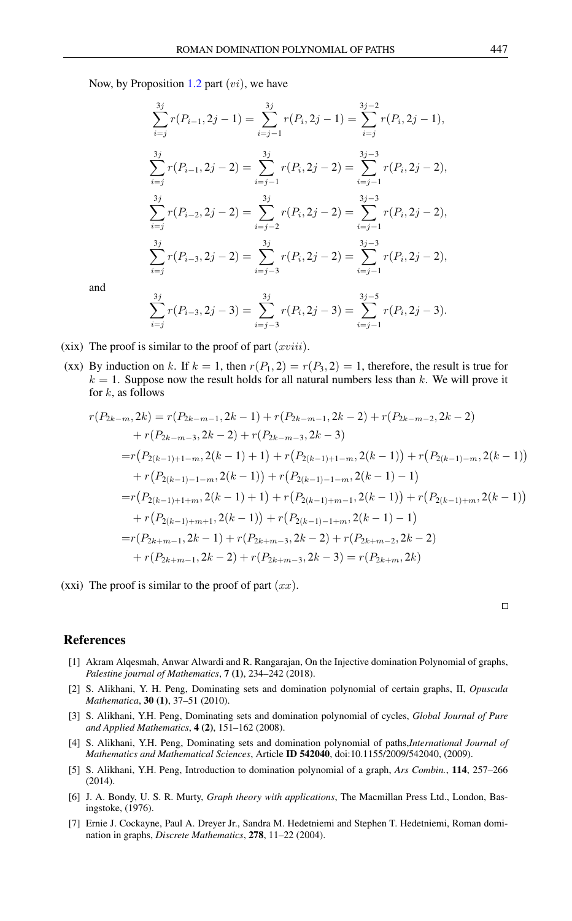Now, by Proposition 1.2 part $(vi)$, we have

$$\sum_{i=j}^{3j} r(P_{i-1}, 2j-1) = \sum_{i=j-1}^{3j} r(P_i, 2j-1) = \sum_{i=j}^{3j-2} r(P_i, 2j-1),$$

$$\sum_{i=j}^{3j} r(P_{i-1}, 2j-2) = \sum_{i=j-1}^{3j} r(P_i, 2j-2) = \sum_{i=j-1}^{3j-3} r(P_i, 2j-2),$$

$$\sum_{i=j}^{3j} r(P_{i-2}, 2j-2) = \sum_{i=j-2}^{3j} r(P_i, 2j-2) = \sum_{i=j-1}^{3j-3} r(P_i, 2j-2),$$

$$\sum_{i=j}^{3j} r(P_{i-3}, 2j-2) = \sum_{i=j-3}^{3j} r(P_i, 2j-2) = \sum_{i=j-1}^{3j-3} r(P_i, 2j-2),$$

and

$$\sum_{i=j}^{3j} r(P_{i-3}, 2j-3) = \sum_{i=j-3}^{3j} r(P_i, 2j-3) = \sum_{i=j-1}^{3j-5} r(P_i, 2j-3).$$

(xix) The proof is similar to the proof of part $(xviii)$.

(xx) By induction on $k$. If $k=1$, then $r(P_1, 2) = r(P_3, 2) = 1$, therefore, the result is true for $k=1$. Suppose now the result holds for all natural numbers less than $k$. We will prove it for $k$, as follows

$$\begin{aligned}
r(P_{2k-m}, 2k) &= r(P_{2k-m-1}, 2k-1) + r(P_{2k-m-1}, 2k-2) + r(P_{2k-m-2}, 2k-2) \\
&\quad + r(P_{2k-m-3}, 2k-2) + r(P_{2k-m-3}, 2k-3) \\
&= r\big(P_{2(k-1)+1-m}, 2(k-1)+1\big) + r\big(P_{2(k-1)+1-m}, 2(k-1)\big) + r\big(P_{2(k-1)-m}, 2(k-1)\big) \\
&\quad + r\big(P_{2(k-1)-1-m}, 2(k-1)\big) + r\big(P_{2(k-1)-1-m}, 2(k-1)-1\big) \\
&= r\big(P_{2(k-1)+1+m}, 2(k-1)+1\big) + r\big(P_{2(k-1)+m-1}, 2(k-1)\big) + r\big(P_{2(k-1)+m}, 2(k-1)\big) \\
&\quad + r\big(P_{2(k-1)+m+1}, 2(k-1)\big) + r\big(P_{2(k-1)-1+m}, 2(k-1)-1\big) \\
&= r(P_{2k+m-1}, 2k-1) + r(P_{2k+m-3}, 2k-2) + r(P_{2k+m-2}, 2k-2) \\
&\quad + r(P_{2k+m-1}, 2k-2) + r(P_{2k+m-3}, 2k-3) = r(P_{2k+m}, 2k)
\end{aligned}$$

(xxi) The proof is similar to the proof of part $(xx)$.

□

## References

[1] Akram Alqesmah, Anwar Alwardi and R. Rangarajan, On the Injective domination Polynomial of graphs, *Palestine journal of Mathematics*, **7 (1)**, 234–242 (2018).

[2] S. Alikhani, Y. H. Peng, Dominating sets and domination polynomial of certain graphs, II, *Opuscula Mathematica*, **30 (1)**, 37–51 (2010).

[3] S. Alikhani, Y.H. Peng, Dominating sets and domination polynomial of cycles, *Global Journal of Pure and Applied Mathematics*, **4 (2)**, 151–162 (2008).

[4] S. Alikhani, Y.H. Peng, Dominating sets and domination polynomial of paths,*International Journal of Mathematics and Mathematical Sciences*, Article **ID 542040**, doi:10.1155/2009/542040, (2009).

[5] S. Alikhani, Y.H. Peng, Introduction to domination polynomial of a graph, *Ars Combin.*, **114**, 257–266 (2014).

[6] J. A. Bondy, U. S. R. Murty, *Graph theory with applications*, The Macmillan Press Ltd., London, Basingstoke, (1976).

[7] Ernie J. Cockayne, Paul A. Dreyer Jr., Sandra M. Hedetniemi and Stephen T. Hedetniemi, Roman domination in graphs, *Discrete Mathematics*, **278**, 11–22 (2004).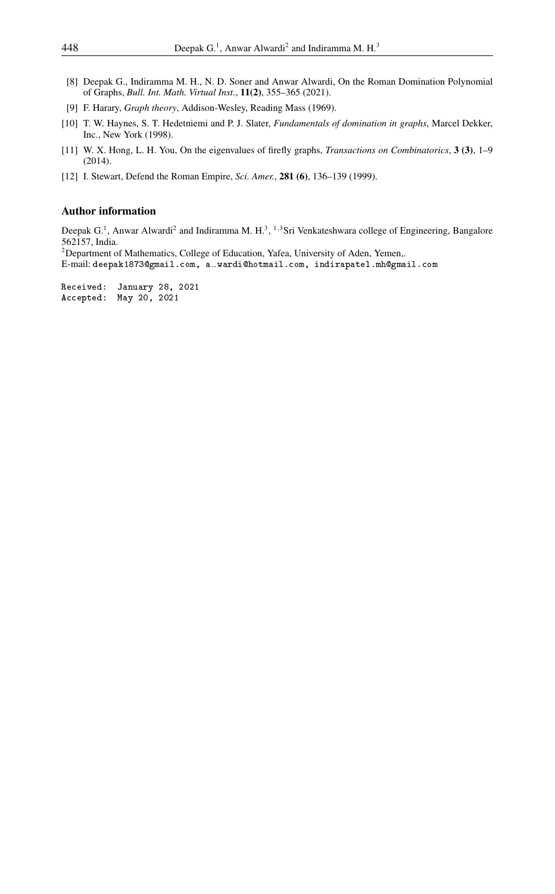[8] Deepak G., Indiramma M. H., N. D. Soner and Anwar Alwardi, On the Roman Domination Polynomial of Graphs, *Bull. Int. Math. Virtual Inst.*, **11(2)**, 355–365 (2021).

[9] F. Harary, *Graph theory*, Addison-Wesley, Reading Mass (1969).

[10] T. W. Haynes, S. T. Hedetniemi and P. J. Slater, *Fundamentals of domination in graphs*, Marcel Dekker, Inc., New York (1998).

[11] W. X. Hong, L. H. You, On the eigenvalues of firefly graphs, *Transactions on Combinatorics*, **3 (3)**, 1–9 (2014).

[12] I. Stewart, Defend the Roman Empire, *Sci. Amer.*, **281 (6)**, 136–139 (1999).

## Author information

Deepak G.[1], Anwar Alwardi[2] and Indiramma M. H.[3], [1,3]Sri Venkateshwara college of Engineering, Bangalore 562157, India.
[2]Department of Mathematics, College of Education, Yafea, University of Aden, Yemen,.
E-mail: deepak1873@gmail.com, a_wardi@hotmail.com, indirapatel.mh@gmail.com

Received: January 28, 2021
Accepted: May 20, 2021